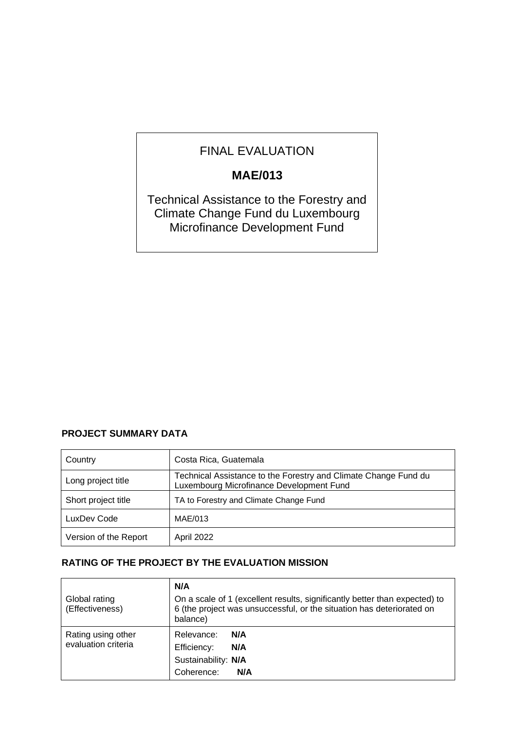# FINAL EVALUATION

## MAE/013

Technical Assistance to the Forestry and Climate Change Fund du Luxembourg Microfinance Development Fund

**PROJECT SUMMARY DATA**

| Country | Costa Rica, Guatemala |
|---|---|
| Long project title | Technical Assistance to the Forestry and Climate Change Fund du Luxembourg Microfinance Development Fund |
| Short project title | TA to Forestry and Climate Change Fund |
| LuxDev Code | MAE/013 |
| Version of the Report | April 2022 |

**RATING OF THE PROJECT BY THE EVALUATION MISSION**

| Global rating (Effectiveness) | **N/A**<br>On a scale of 1 (excellent results, significantly better than expected) to 6 (the project was unsuccessful, or the situation has deteriorated on balance) |
|---|---|
| Rating using other evaluation criteria | Relevance: **N/A**<br>Efficiency: **N/A**<br>Sustainability: **N/A**<br>Coherence: **N/A** |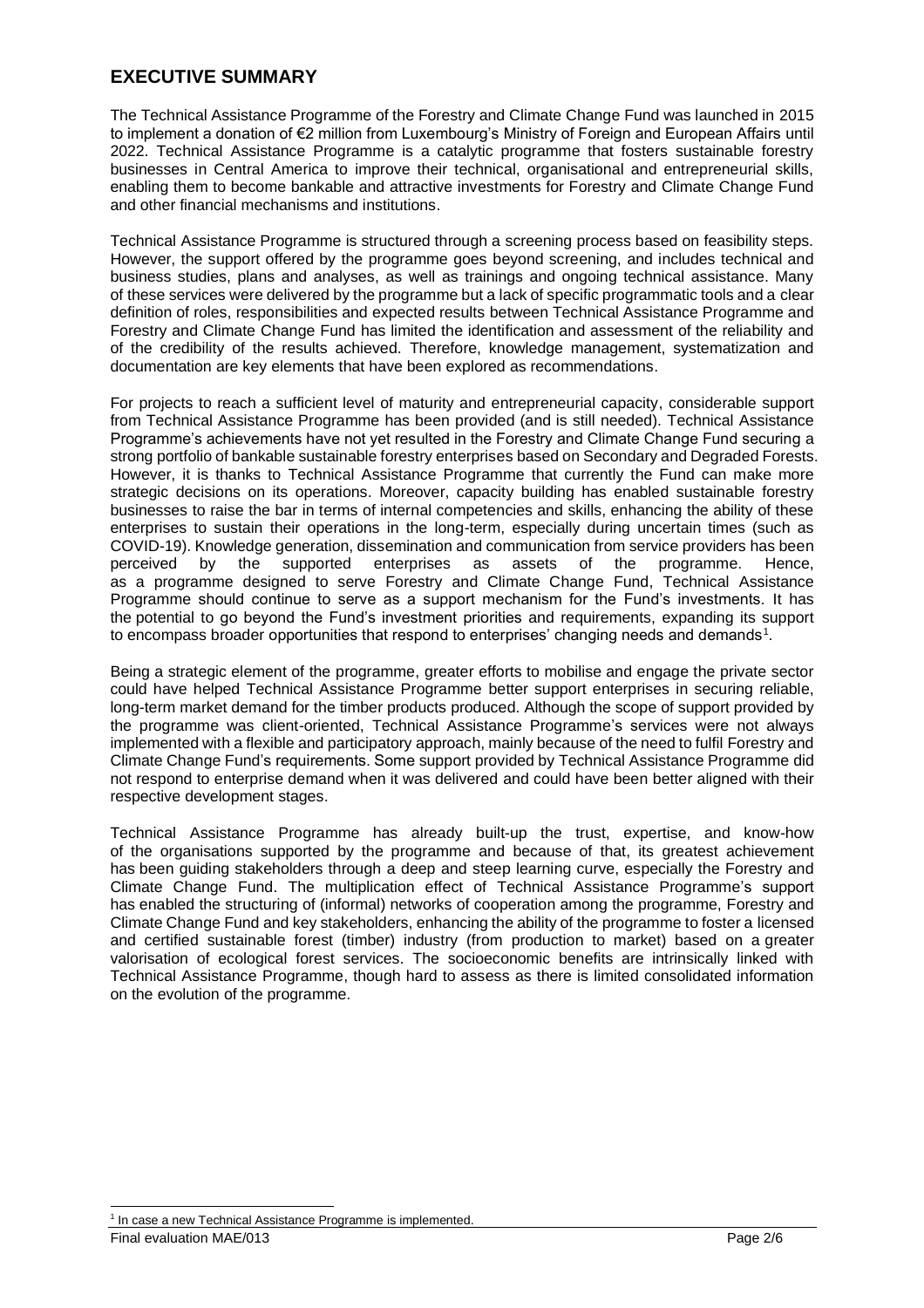## EXECUTIVE SUMMARY

The Technical Assistance Programme of the Forestry and Climate Change Fund was launched in 2015 to implement a donation of €2 million from Luxembourg's Ministry of Foreign and European Affairs until 2022. Technical Assistance Programme is a catalytic programme that fosters sustainable forestry businesses in Central America to improve their technical, organisational and entrepreneurial skills, enabling them to become bankable and attractive investments for Forestry and Climate Change Fund and other financial mechanisms and institutions.

Technical Assistance Programme is structured through a screening process based on feasibility steps. However, the support offered by the programme goes beyond screening, and includes technical and business studies, plans and analyses, as well as trainings and ongoing technical assistance. Many of these services were delivered by the programme but a lack of specific programmatic tools and a clear definition of roles, responsibilities and expected results between Technical Assistance Programme and Forestry and Climate Change Fund has limited the identification and assessment of the reliability and of the credibility of the results achieved. Therefore, knowledge management, systematization and documentation are key elements that have been explored as recommendations.

For projects to reach a sufficient level of maturity and entrepreneurial capacity, considerable support from Technical Assistance Programme has been provided (and is still needed). Technical Assistance Programme's achievements have not yet resulted in the Forestry and Climate Change Fund securing a strong portfolio of bankable sustainable forestry enterprises based on Secondary and Degraded Forests. However, it is thanks to Technical Assistance Programme that currently the Fund can make more strategic decisions on its operations. Moreover, capacity building has enabled sustainable forestry businesses to raise the bar in terms of internal competencies and skills, enhancing the ability of these enterprises to sustain their operations in the long-term, especially during uncertain times (such as COVID-19). Knowledge generation, dissemination and communication from service providers has been perceived by the supported enterprises as assets of the programme. Hence, as a programme designed to serve Forestry and Climate Change Fund, Technical Assistance Programme should continue to serve as a support mechanism for the Fund's investments. It has the potential to go beyond the Fund's investment priorities and requirements, expanding its support to encompass broader opportunities that respond to enterprises' changing needs and demands[1].

Being a strategic element of the programme, greater efforts to mobilise and engage the private sector could have helped Technical Assistance Programme better support enterprises in securing reliable, long-term market demand for the timber products produced. Although the scope of support provided by the programme was client-oriented, Technical Assistance Programme's services were not always implemented with a flexible and participatory approach, mainly because of the need to fulfil Forestry and Climate Change Fund's requirements. Some support provided by Technical Assistance Programme did not respond to enterprise demand when it was delivered and could have been better aligned with their respective development stages.

Technical Assistance Programme has already built-up the trust, expertise, and know-how of the organisations supported by the programme and because of that, its greatest achievement has been guiding stakeholders through a deep and steep learning curve, especially the Forestry and Climate Change Fund. The multiplication effect of Technical Assistance Programme's support has enabled the structuring of (informal) networks of cooperation among the programme, Forestry and Climate Change Fund and key stakeholders, enhancing the ability of the programme to foster a licensed and certified sustainable forest (timber) industry (from production to market) based on a greater valorisation of ecological forest services. The socioeconomic benefits are intrinsically linked with Technical Assistance Programme, though hard to assess as there is limited consolidated information on the evolution of the programme.

[1] In case a new Technical Assistance Programme is implemented.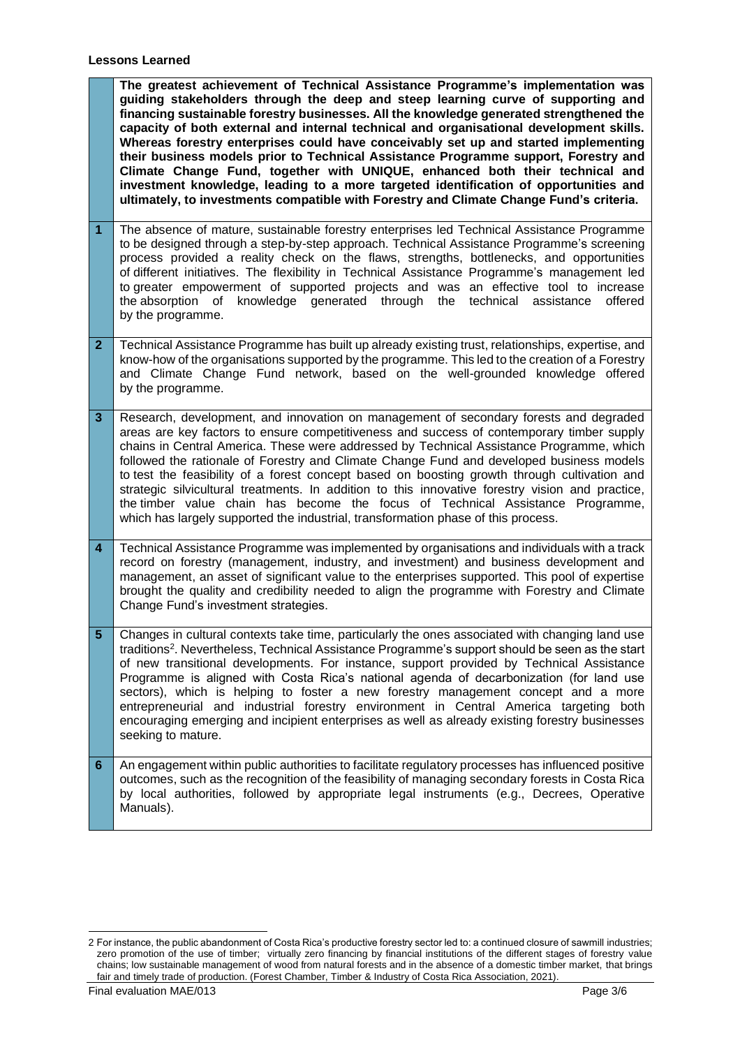**Lessons Learned**

| | |
|---|---|
| | **The greatest achievement of Technical Assistance Programme's implementation was guiding stakeholders through the deep and steep learning curve of supporting and financing sustainable forestry businesses. All the knowledge generated strengthened the capacity of both external and internal technical and organisational development skills. Whereas forestry enterprises could have conceivably set up and started implementing their business models prior to Technical Assistance Programme support, Forestry and Climate Change Fund, together with UNIQUE, enhanced both their technical and investment knowledge, leading to a more targeted identification of opportunities and ultimately, to investments compatible with Forestry and Climate Change Fund's criteria.** |
| **1** | The absence of mature, sustainable forestry enterprises led Technical Assistance Programme to be designed through a step-by-step approach. Technical Assistance Programme's screening process provided a reality check on the flaws, strengths, bottlenecks, and opportunities of different initiatives. The flexibility in Technical Assistance Programme's management led to greater empowerment of supported projects and was an effective tool to increase the absorption of knowledge generated through the technical assistance offered by the programme. |
| **2** | Technical Assistance Programme has built up already existing trust, relationships, expertise, and know-how of the organisations supported by the programme. This led to the creation of a Forestry and Climate Change Fund network, based on the well-grounded knowledge offered by the programme. |
| **3** | Research, development, and innovation on management of secondary forests and degraded areas are key factors to ensure competitiveness and success of contemporary timber supply chains in Central America. These were addressed by Technical Assistance Programme, which followed the rationale of Forestry and Climate Change Fund and developed business models to test the feasibility of a forest concept based on boosting growth through cultivation and strategic silvicultural treatments. In addition to this innovative forestry vision and practice, the timber value chain has become the focus of Technical Assistance Programme, which has largely supported the industrial, transformation phase of this process. |
| **4** | Technical Assistance Programme was implemented by organisations and individuals with a track record on forestry (management, industry, and investment) and business development and management, an asset of significant value to the enterprises supported. This pool of expertise brought the quality and credibility needed to align the programme with Forestry and Climate Change Fund's investment strategies. |
| **5** | Changes in cultural contexts take time, particularly the ones associated with changing land use traditions[2]. Nevertheless, Technical Assistance Programme's support should be seen as the start of new transitional developments. For instance, support provided by Technical Assistance Programme is aligned with Costa Rica's national agenda of decarbonization (for land use sectors), which is helping to foster a new forestry management concept and a more entrepreneurial and industrial forestry environment in Central America targeting both encouraging emerging and incipient enterprises as well as already existing forestry businesses seeking to mature. |
| **6** | An engagement within public authorities to facilitate regulatory processes has influenced positive outcomes, such as the recognition of the feasibility of managing secondary forests in Costa Rica by local authorities, followed by appropriate legal instruments (e.g., Decrees, Operative Manuals). |

2 For instance, the public abandonment of Costa Rica's productive forestry sector led to: a continued closure of sawmill industries; zero promotion of the use of timber; virtually zero financing by financial institutions of the different stages of forestry value chains; low sustainable management of wood from natural forests and in the absence of a domestic timber market, that brings fair and timely trade of production. (Forest Chamber, Timber & Industry of Costa Rica Association, 2021).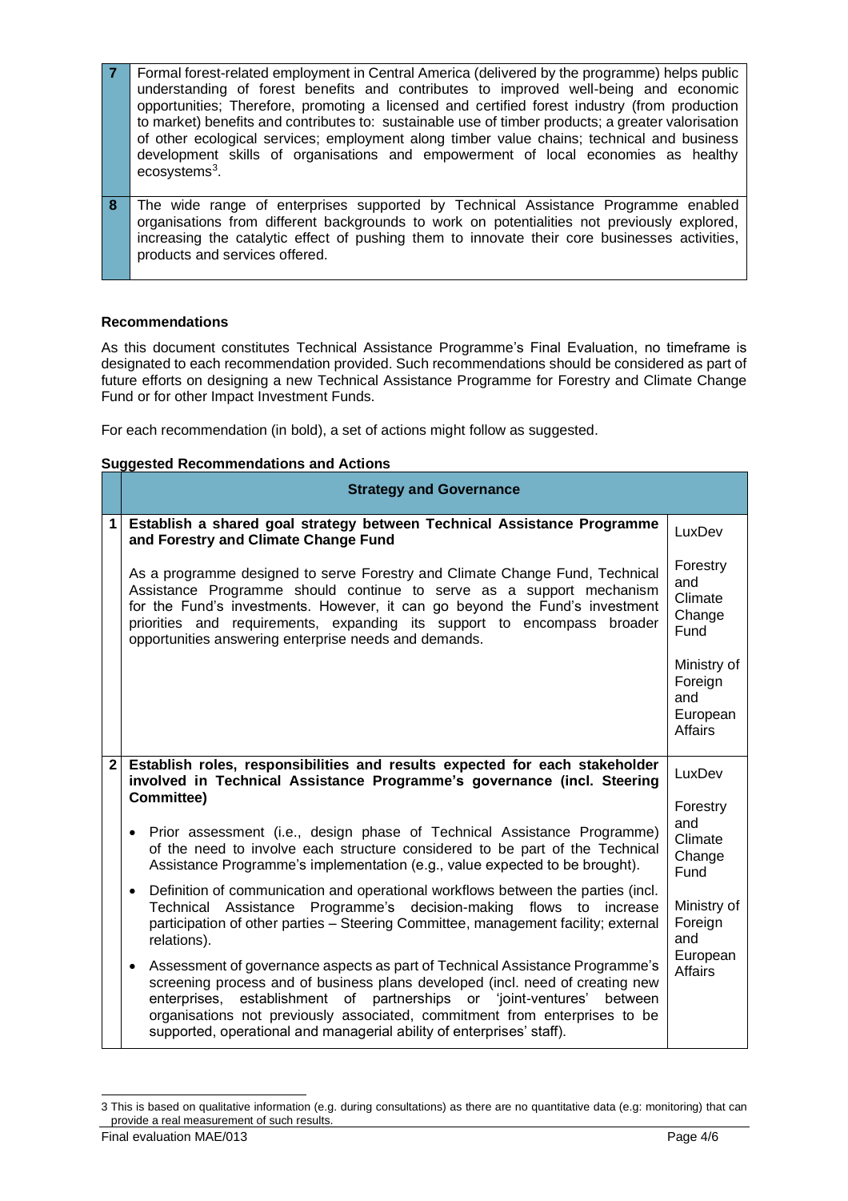| | |
|---|---|
| 7 | Formal forest-related employment in Central America (delivered by the programme) helps public understanding of forest benefits and contributes to improved well-being and economic opportunities; Therefore, promoting a licensed and certified forest industry (from production to market) benefits and contributes to: sustainable use of timber products; a greater valorisation of other ecological services; employment along timber value chains; technical and business development skills of organisations and empowerment of local economies as healthy ecosystems[3]. |
| 8 | The wide range of enterprises supported by Technical Assistance Programme enabled organisations from different backgrounds to work on potentialities not previously explored, increasing the catalytic effect of pushing them to innovate their core businesses activities, products and services offered. |

**Recommendations**

As this document constitutes Technical Assistance Programme's Final Evaluation, no timeframe is designated to each recommendation provided. Such recommendations should be considered as part of future efforts on designing a new Technical Assistance Programme for Forestry and Climate Change Fund or for other Impact Investment Funds.

For each recommendation (in bold), a set of actions might follow as suggested.

**Suggested Recommendations and Actions**

| | **Strategy and Governance** | |
|---|---|---|
| 1 | **Establish a shared goal strategy between Technical Assistance Programme and Forestry and Climate Change Fund**<br><br>As a programme designed to serve Forestry and Climate Change Fund, Technical Assistance Programme should continue to serve as a support mechanism for the Fund's investments. However, it can go beyond the Fund's investment priorities and requirements, expanding its support to encompass broader opportunities answering enterprise needs and demands. | LuxDev<br><br>Forestry and Climate Change Fund<br><br>Ministry of Foreign and European Affairs |
| 2 | **Establish roles, responsibilities and results expected for each stakeholder involved in Technical Assistance Programme's governance (incl. Steering Committee)**<br><br>• Prior assessment (i.e., design phase of Technical Assistance Programme) of the need to involve each structure considered to be part of the Technical Assistance Programme's implementation (e.g., value expected to be brought).<br>• Definition of communication and operational workflows between the parties (incl. Technical Assistance Programme's decision-making flows to increase participation of other parties – Steering Committee, management facility; external relations).<br>• Assessment of governance aspects as part of Technical Assistance Programme's screening process and of business plans developed (incl. need of creating new enterprises, establishment of partnerships or 'joint-ventures' between organisations not previously associated, commitment from enterprises to be supported, operational and managerial ability of enterprises' staff). | LuxDev<br><br>Forestry and Climate Change Fund<br><br>Ministry of Foreign and European Affairs |

[3] This is based on qualitative information (e.g. during consultations) as there are no quantitative data (e.g: monitoring) that can provide a real measurement of such results.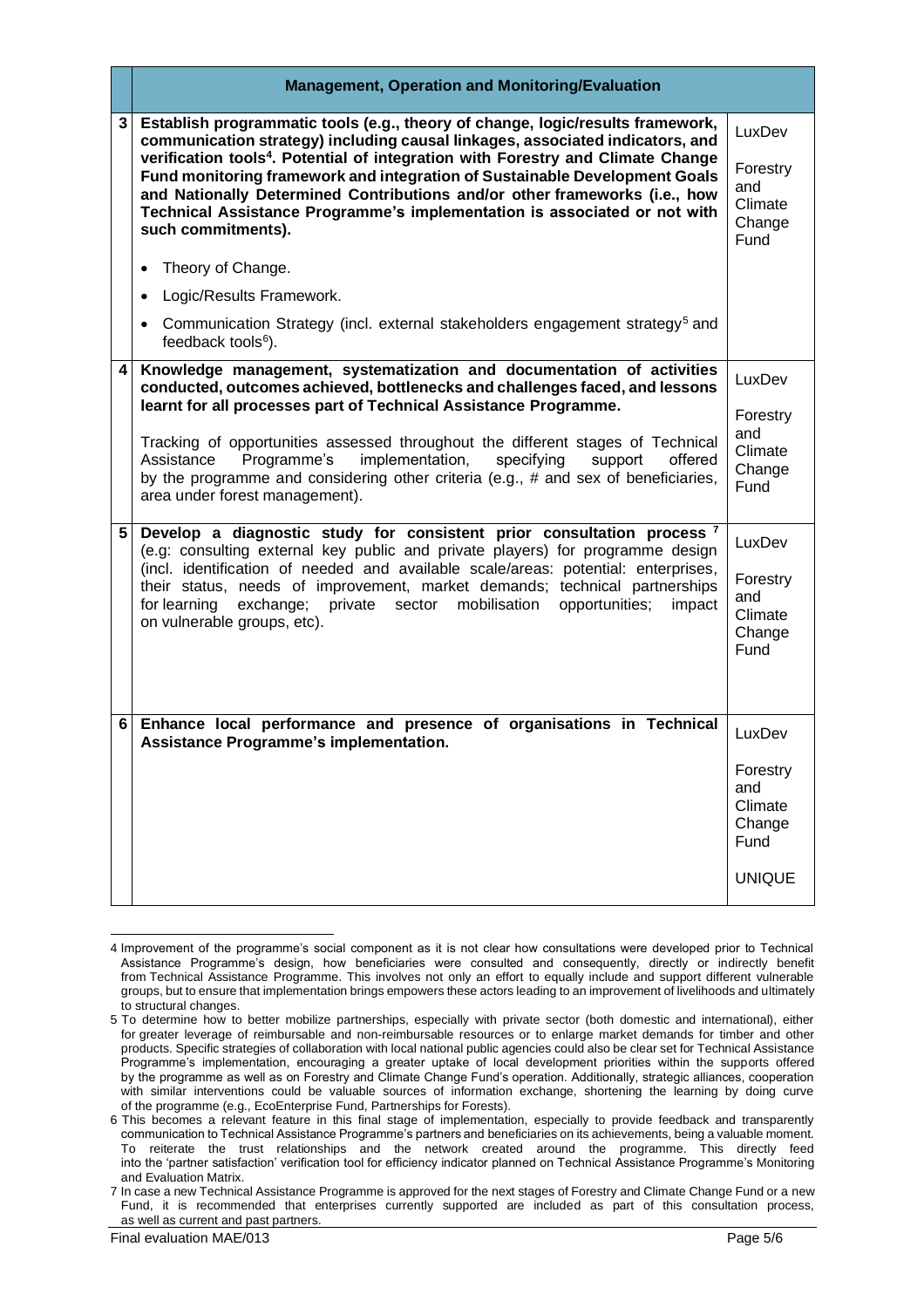| | Management, Operation and Monitoring/Evaluation | |
|---|---|---|
| 3 | **Establish programmatic tools (e.g., theory of change, logic/results framework, communication strategy) including causal linkages, associated indicators, and verification tools[4]. Potential of integration with Forestry and Climate Change Fund monitoring framework and integration of Sustainable Development Goals and Nationally Determined Contributions and/or other frameworks (i.e., how Technical Assistance Programme's implementation is associated or not with such commitments).**<br><br>• Theory of Change.<br>• Logic/Results Framework.<br>• Communication Strategy (incl. external stakeholders engagement strategy[5] and feedback tools[6]). | LuxDev<br><br>Forestry and Climate Change Fund |
| 4 | **Knowledge management, systematization and documentation of activities conducted, outcomes achieved, bottlenecks and challenges faced, and lessons learnt for all processes part of Technical Assistance Programme.**<br><br>Tracking of opportunities assessed throughout the different stages of Technical Assistance Programme's implementation, specifying support offered by the programme and considering other criteria (e.g., # and sex of beneficiaries, area under forest management). | LuxDev<br><br>Forestry and Climate Change Fund |
| 5 | **Develop a diagnostic study for consistent prior consultation process [7]** (e.g: consulting external key public and private players) for programme design (incl. identification of needed and available scale/areas: potential: enterprises, their status, needs of improvement, market demands; technical partnerships for learning exchange; private sector mobilisation opportunities; impact on vulnerable groups, etc). | LuxDev<br><br>Forestry and Climate Change Fund |
| 6 | **Enhance local performance and presence of organisations in Technical Assistance Programme's implementation.** | LuxDev<br><br>Forestry and Climate Change Fund<br><br>UNIQUE |

---

4 Improvement of the programme's social component as it is not clear how consultations were developed prior to Technical Assistance Programme's design, how beneficiaries were consulted and consequently, directly or indirectly benefit from Technical Assistance Programme. This involves not only an effort to equally include and support different vulnerable groups, but to ensure that implementation brings empowers these actors leading to an improvement of livelihoods and ultimately to structural changes.

5 To determine how to better mobilize partnerships, especially with private sector (both domestic and international), either for greater leverage of reimbursable and non-reimbursable resources or to enlarge market demands for timber and other products. Specific strategies of collaboration with local national public agencies could also be clear set for Technical Assistance Programme's implementation, encouraging a greater uptake of local development priorities within the supports offered by the programme as well as on Forestry and Climate Change Fund's operation. Additionally, strategic alliances, cooperation with similar interventions could be valuable sources of information exchange, shortening the learning by doing curve of the programme (e.g., EcoEnterprise Fund, Partnerships for Forests).

6 This becomes a relevant feature in this final stage of implementation, especially to provide feedback and transparently communication to Technical Assistance Programme's partners and beneficiaries on its achievements, being a valuable moment. To reiterate the trust relationships and the network created around the programme. This directly feed into the 'partner satisfaction' verification tool for efficiency indicator planned on Technical Assistance Programme's Monitoring and Evaluation Matrix.

7 In case a new Technical Assistance Programme is approved for the next stages of Forestry and Climate Change Fund or a new Fund, it is recommended that enterprises currently supported are included as part of this consultation process, as well as current and past partners.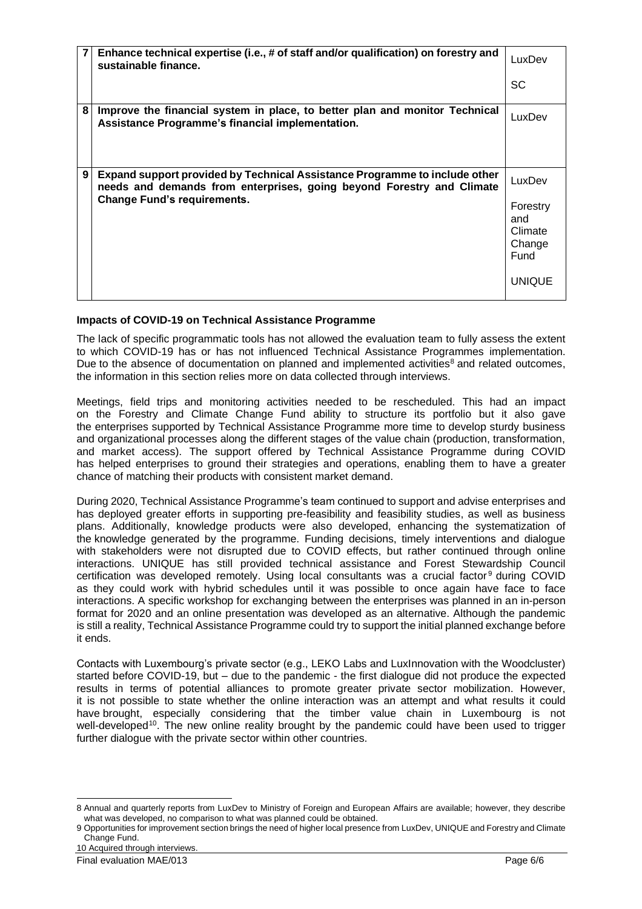| | | |
|---|---|---|
| 7 | **Enhance technical expertise (i.e., # of staff and/or qualification) on forestry and sustainable finance.** | LuxDev<br><br>SC |
| 8 | **Improve the financial system in place, to better plan and monitor Technical Assistance Programme's financial implementation.** | LuxDev |
| 9 | **Expand support provided by Technical Assistance Programme to include other needs and demands from enterprises, going beyond Forestry and Climate Change Fund's requirements.** | LuxDev<br><br>Forestry and Climate Change Fund<br><br>UNIQUE |

**Impacts of COVID-19 on Technical Assistance Programme**

The lack of specific programmatic tools has not allowed the evaluation team to fully assess the extent to which COVID-19 has or has not influenced Technical Assistance Programmes implementation. Due to the absence of documentation on planned and implemented activities[8] and related outcomes, the information in this section relies more on data collected through interviews.

Meetings, field trips and monitoring activities needed to be rescheduled. This had an impact on the Forestry and Climate Change Fund ability to structure its portfolio but it also gave the enterprises supported by Technical Assistance Programme more time to develop sturdy business and organizational processes along the different stages of the value chain (production, transformation, and market access). The support offered by Technical Assistance Programme during COVID has helped enterprises to ground their strategies and operations, enabling them to have a greater chance of matching their products with consistent market demand.

During 2020, Technical Assistance Programme's team continued to support and advise enterprises and has deployed greater efforts in supporting pre-feasibility and feasibility studies, as well as business plans. Additionally, knowledge products were also developed, enhancing the systematization of the knowledge generated by the programme. Funding decisions, timely interventions and dialogue with stakeholders were not disrupted due to COVID effects, but rather continued through online interactions. UNIQUE has still provided technical assistance and Forest Stewardship Council certification was developed remotely. Using local consultants was a crucial factor[9] during COVID as they could work with hybrid schedules until it was possible to once again have face to face interactions. A specific workshop for exchanging between the enterprises was planned in an in-person format for 2020 and an online presentation was developed as an alternative. Although the pandemic is still a reality, Technical Assistance Programme could try to support the initial planned exchange before it ends.

Contacts with Luxembourg's private sector (e.g., LEKO Labs and LuxInnovation with the Woodcluster) started before COVID-19, but – due to the pandemic - the first dialogue did not produce the expected results in terms of potential alliances to promote greater private sector mobilization. However, it is not possible to state whether the online interaction was an attempt and what results it could have brought, especially considering that the timber value chain in Luxembourg is not well-developed[10]. The new online reality brought by the pandemic could have been used to trigger further dialogue with the private sector within other countries.

8 Annual and quarterly reports from LuxDev to Ministry of Foreign and European Affairs are available; however, they describe what was developed, no comparison to what was planned could be obtained.

9 Opportunities for improvement section brings the need of higher local presence from LuxDev, UNIQUE and Forestry and Climate Change Fund.

10 Acquired through interviews.